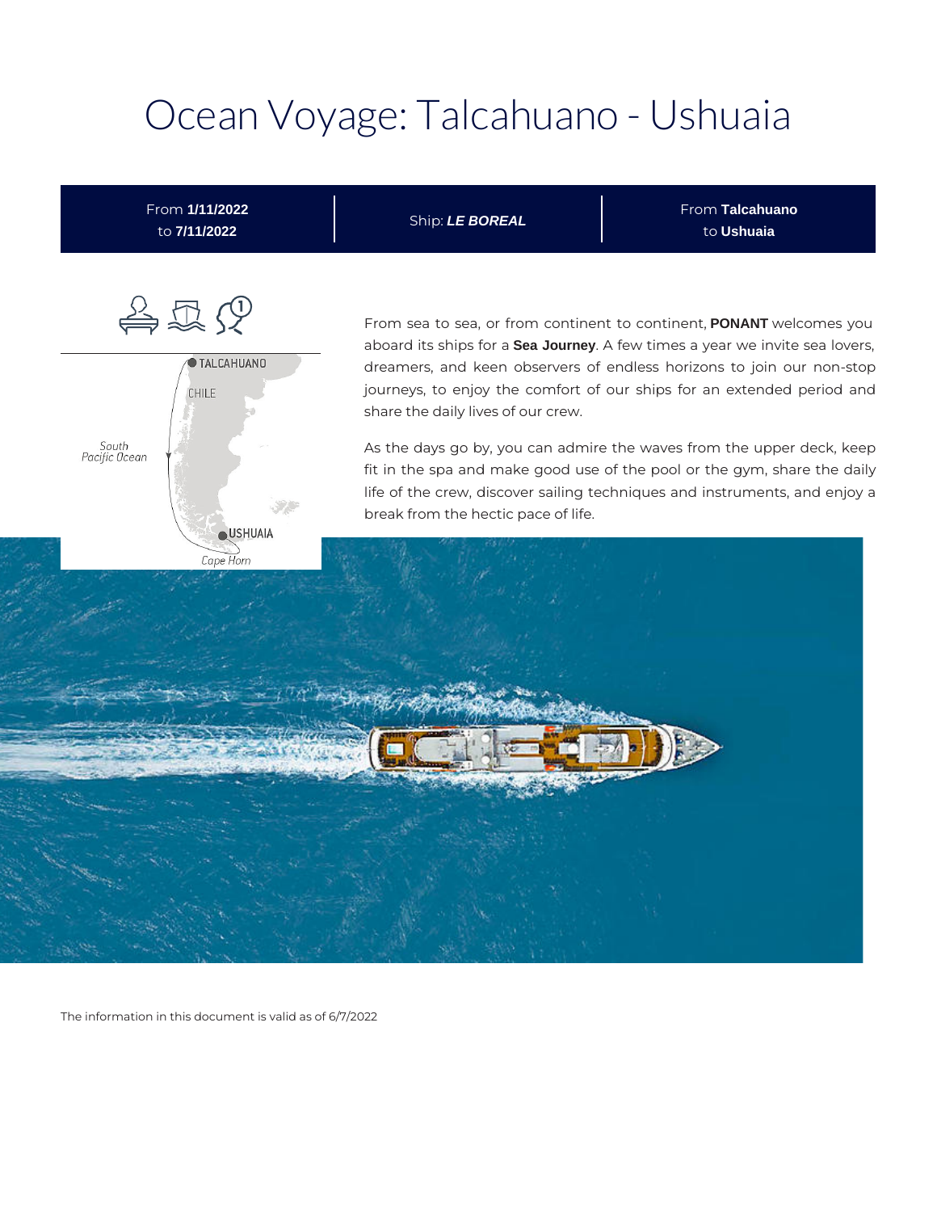# Ocean Voyage: Talcahuano - Ushuaia

From **1/11/2022** to **7/11/2022** | Ship: ***LE BOREAL*** | From **Talcahuano** to **Ushuaia**

From sea to sea, or from continent to continent, **PONANT** welcomes you aboard its ships for a **Sea Journey**. A few times a year we invite sea lovers, dreamers, and keen observers of endless horizons to join our non-stop journeys, to enjoy the comfort of our ships for an extended period and share the daily lives of our crew.

As the days go by, you can admire the waves from the upper deck, keep fit in the spa and make good use of the pool or the gym, share the daily life of the crew, discover sailing techniques and instruments, and enjoy a break from the hectic pace of life.

The information in this document is valid as of 6/7/2022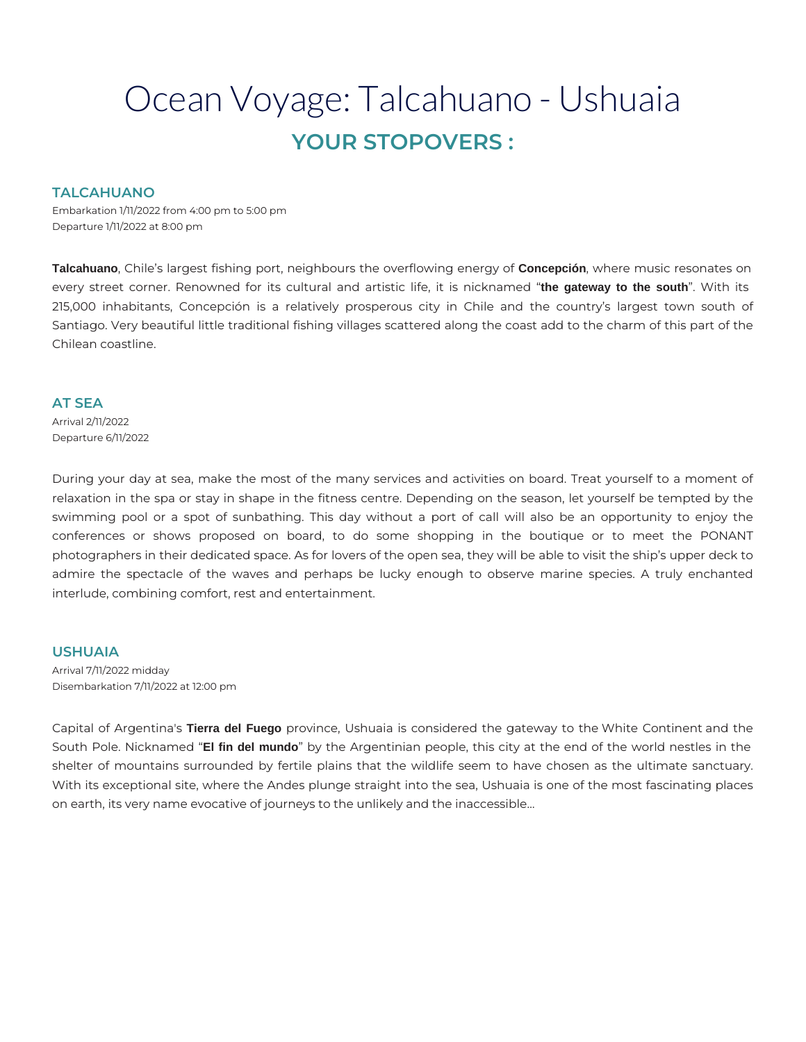# Ocean Voyage: Talcahuano - Ushuaia

## YOUR STOPOVERS :

### TALCAHUANO

Embarkation 1/11/2022 from 4:00 pm to 5:00 pm
Departure 1/11/2022 at 8:00 pm

**Talcahuano**, Chile's largest fishing port, neighbours the overflowing energy of **Concepción**, where music resonates on every street corner. Renowned for its cultural and artistic life, it is nicknamed "**the gateway to the south**". With its 215,000 inhabitants, Concepción is a relatively prosperous city in Chile and the country's largest town south of Santiago. Very beautiful little traditional fishing villages scattered along the coast add to the charm of this part of the Chilean coastline.

### AT SEA

Arrival 2/11/2022
Departure 6/11/2022

During your day at sea, make the most of the many services and activities on board. Treat yourself to a moment of relaxation in the spa or stay in shape in the fitness centre. Depending on the season, let yourself be tempted by the swimming pool or a spot of sunbathing. This day without a port of call will also be an opportunity to enjoy the conferences or shows proposed on board, to do some shopping in the boutique or to meet the PONANT photographers in their dedicated space. As for lovers of the open sea, they will be able to visit the ship's upper deck to admire the spectacle of the waves and perhaps be lucky enough to observe marine species. A truly enchanted interlude, combining comfort, rest and entertainment.

### USHUAIA

Arrival 7/11/2022 midday
Disembarkation 7/11/2022 at 12:00 pm

Capital of Argentina's **Tierra del Fuego** province, Ushuaia is considered the gateway to the White Continent and the South Pole. Nicknamed "**El fin del mundo**" by the Argentinian people, this city at the end of the world nestles in the shelter of mountains surrounded by fertile plains that the wildlife seem to have chosen as the ultimate sanctuary. With its exceptional site, where the Andes plunge straight into the sea, Ushuaia is one of the most fascinating places on earth, its very name evocative of journeys to the unlikely and the inaccessible...